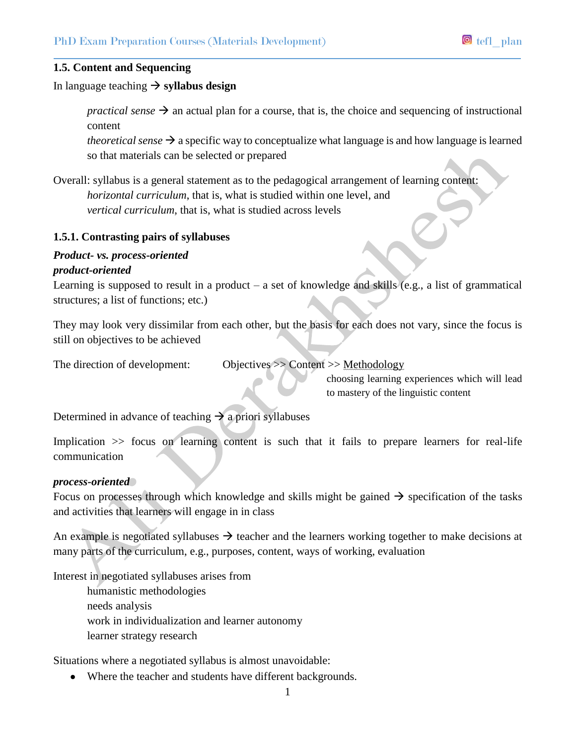### 1.5. Content and Sequencing

In language teaching → **syllabus design**

> *practical sense* → an actual plan for a course, that is, the choice and sequencing of instructional content
>
> *theoretical sense* → a specific way to conceptualize what language is and how language is learned so that materials can be selected or prepared

Overall: syllabus is a general statement as to the pedagogical arrangement of learning content:

> *horizontal curriculum*, that is, what is studied within one level, and
>
> *vertical curriculum*, that is, what is studied across levels

#### 1.5.1. Contrasting pairs of syllabuses

***Product- vs. process-oriented***

***product-oriented***

Learning is supposed to result in a product – a set of knowledge and skills (e.g., a list of grammatical structures; a list of functions; etc.)

They may look very dissimilar from each other, but the basis for each does not vary, since the focus is still on objectives to be achieved

The direction of development: Objectives >> Content >> Methodology

> Methodology: choosing learning experiences which will lead to mastery of the linguistic content

Determined in advance of teaching → a priori syllabuses

Implication >> focus on learning content is such that it fails to prepare learners for real-life communication

***process-oriented***

Focus on processes through which knowledge and skills might be gained → specification of the tasks and activities that learners will engage in in class

An example is negotiated syllabuses → teacher and the learners working together to make decisions at many parts of the curriculum, e.g., purposes, content, ways of working, evaluation

Interest in negotiated syllabuses arises from

> humanistic methodologies
>
> needs analysis
>
> work in individualization and learner autonomy
>
> learner strategy research

Situations where a negotiated syllabus is almost unavoidable:

- Where the teacher and students have different backgrounds.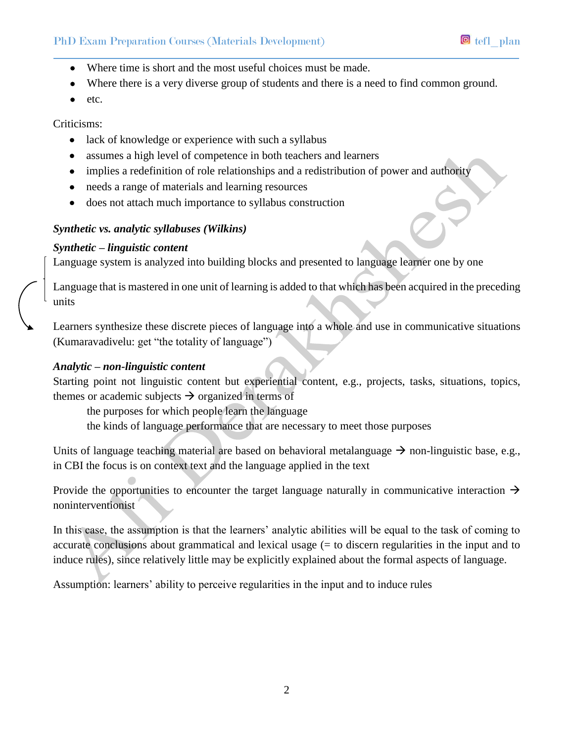- Where time is short and the most useful choices must be made.
- Where there is a very diverse group of students and there is a need to find common ground.
- etc.

Criticisms:

- lack of knowledge or experience with such a syllabus
- assumes a high level of competence in both teachers and learners
- implies a redefinition of role relationships and a redistribution of power and authority
- needs a range of materials and learning resources
- does not attach much importance to syllabus construction

***Synthetic vs. analytic syllabuses (Wilkins)***

***Synthetic – linguistic content***

Language system is analyzed into building blocks and presented to language learner one by one

Language that is mastered in one unit of learning is added to that which has been acquired in the preceding units

Learners synthesize these discrete pieces of language into a whole and use in communicative situations (Kumaravadivelu: get "the totality of language")

***Analytic – non-linguistic content***

Starting point not linguistic content but experiential content, e.g., projects, tasks, situations, topics, themes or academic subjects → organized in terms of

the purposes for which people learn the language
the kinds of language performance that are necessary to meet those purposes

Units of language teaching material are based on behavioral metalanguage → non-linguistic base, e.g., in CBI the focus is on context text and the language applied in the text

Provide the opportunities to encounter the target language naturally in communicative interaction → noninterventionist

In this case, the assumption is that the learners' analytic abilities will be equal to the task of coming to accurate conclusions about grammatical and lexical usage (= to discern regularities in the input and to induce rules), since relatively little may be explicitly explained about the formal aspects of language.

Assumption: learners' ability to perceive regularities in the input and to induce rules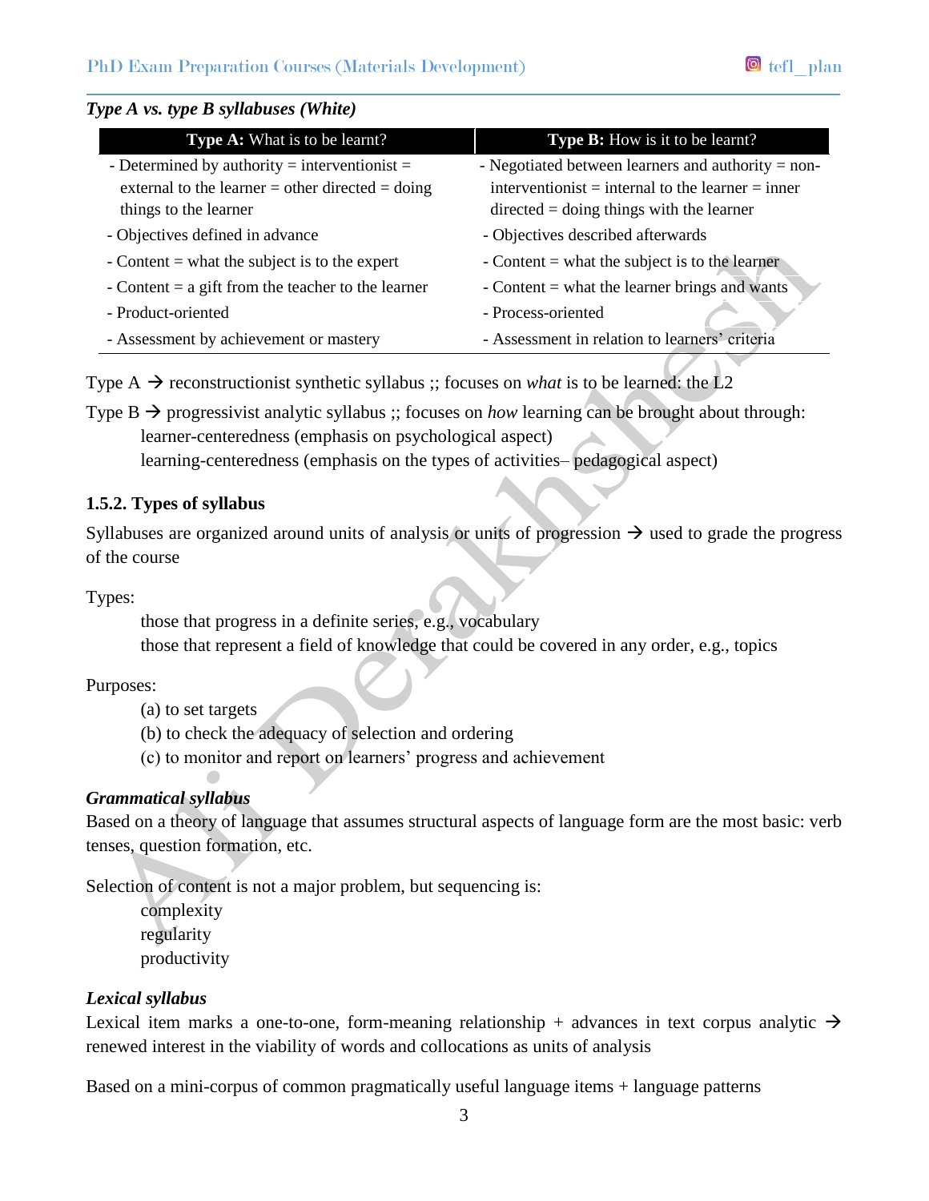***Type A vs. type B syllabuses (White)***

| **Type A:** What is to be learnt? | **Type B:** How is it to be learnt? |
|---|---|
| - Determined by authority = interventionist = external to the learner = other directed = doing things to the learner | - Negotiated between learners and authority = non-interventionist = internal to the learner = inner directed = doing things with the learner |
| - Objectives defined in advance | - Objectives described afterwards |
| - Content = what the subject is to the expert | - Content = what the subject is to the learner |
| - Content = a gift from the teacher to the learner | - Content = what the learner brings and wants |
| - Product-oriented | - Process-oriented |
| - Assessment by achievement or mastery | - Assessment in relation to learners' criteria |

Type A → reconstructionist synthetic syllabus ;; focuses on *what* is to be learned: the L2

Type B → progressivist analytic syllabus ;; focuses on *how* learning can be brought about through:
- learner-centeredness (emphasis on psychological aspect)
- learning-centeredness (emphasis on the types of activities– pedagogical aspect)

### 1.5.2. Types of syllabus

Syllabuses are organized around units of analysis or units of progression → used to grade the progress of the course

Types:
- those that progress in a definite series, e.g., vocabulary
- those that represent a field of knowledge that could be covered in any order, e.g., topics

Purposes:
- (a) to set targets
- (b) to check the adequacy of selection and ordering
- (c) to monitor and report on learners' progress and achievement

***Grammatical syllabus***

Based on a theory of language that assumes structural aspects of language form are the most basic: verb tenses, question formation, etc.

Selection of content is not a major problem, but sequencing is:
- complexity
- regularity
- productivity

***Lexical syllabus***

Lexical item marks a one-to-one, form-meaning relationship + advances in text corpus analytic → renewed interest in the viability of words and collocations as units of analysis

Based on a mini-corpus of common pragmatically useful language items + language patterns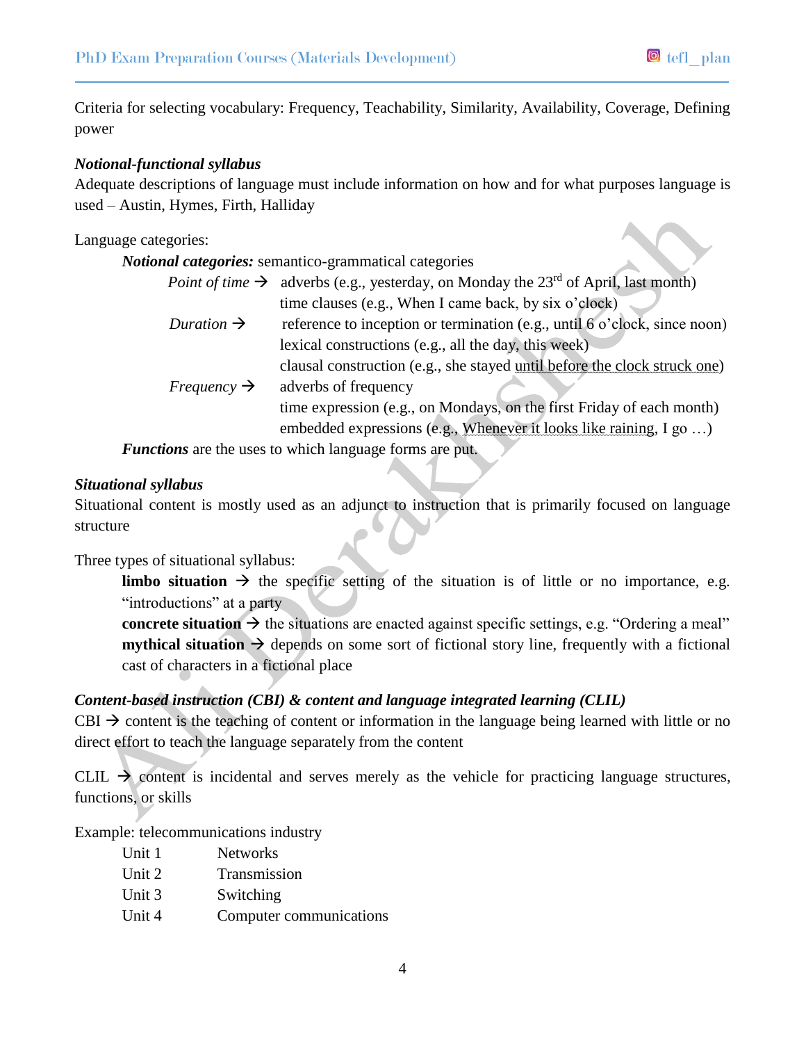Criteria for selecting vocabulary: Frequency, Teachability, Similarity, Availability, Coverage, Defining power

***Notional-functional syllabus***

Adequate descriptions of language must include information on how and for what purposes language is used – Austin, Hymes, Firth, Halliday

Language categories:

***Notional categories:*** semantico-grammatical categories

*Point of time* → adverbs (e.g., yesterday, on Monday the 23rd of April, last month)
time clauses (e.g., When I came back, by six o'clock)

*Duration* → reference to inception or termination (e.g., until 6 o'clock, since noon)
lexical constructions (e.g., all the day, this week)
clausal construction (e.g., she stayed until before the clock struck one)

*Frequency* → adverbs of frequency
time expression (e.g., on Mondays, on the first Friday of each month)
embedded expressions (e.g., Whenever it looks like raining, I go …)

***Functions*** are the uses to which language forms are put.

***Situational syllabus***

Situational content is mostly used as an adjunct to instruction that is primarily focused on language structure

Three types of situational syllabus:

**limbo situation** → the specific setting of the situation is of little or no importance, e.g. "introductions" at a party

**concrete situation** → the situations are enacted against specific settings, e.g. "Ordering a meal"

**mythical situation** → depends on some sort of fictional story line, frequently with a fictional cast of characters in a fictional place

***Content-based instruction (CBI) & content and language integrated learning (CLIL)***

CBI → content is the teaching of content or information in the language being learned with little or no direct effort to teach the language separately from the content

CLIL → content is incidental and serves merely as the vehicle for practicing language structures, functions, or skills

Example: telecommunications industry

| | |
|---|---|
| Unit 1 | Networks |
| Unit 2 | Transmission |
| Unit 3 | Switching |
| Unit 4 | Computer communications |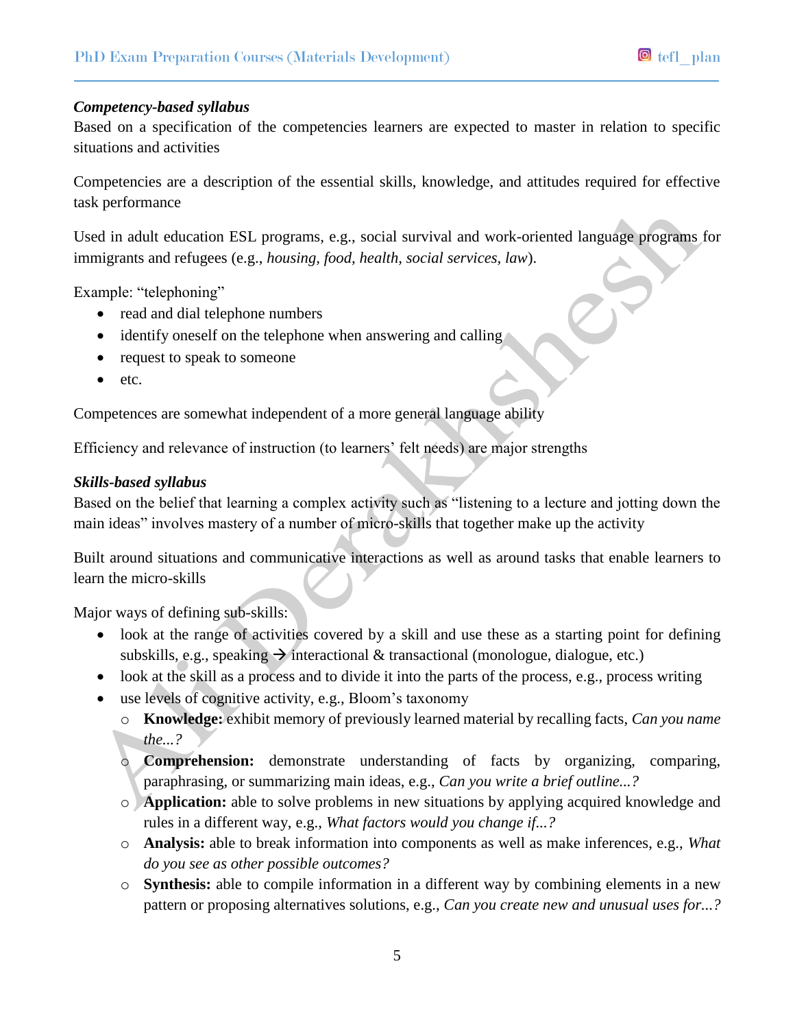***Competency-based syllabus***

Based on a specification of the competencies learners are expected to master in relation to specific situations and activities

Competencies are a description of the essential skills, knowledge, and attitudes required for effective task performance

Used in adult education ESL programs, e.g., social survival and work-oriented language programs for immigrants and refugees (e.g., *housing, food, health, social services, law*).

Example: "telephoning"

- read and dial telephone numbers
- identify oneself on the telephone when answering and calling
- request to speak to someone
- etc.

Competences are somewhat independent of a more general language ability

Efficiency and relevance of instruction (to learners' felt needs) are major strengths

***Skills-based syllabus***

Based on the belief that learning a complex activity such as "listening to a lecture and jotting down the main ideas" involves mastery of a number of micro-skills that together make up the activity

Built around situations and communicative interactions as well as around tasks that enable learners to learn the micro-skills

Major ways of defining sub-skills:

- look at the range of activities covered by a skill and use these as a starting point for defining subskills, e.g., speaking → interactional & transactional (monologue, dialogue, etc.)
- look at the skill as a process and to divide it into the parts of the process, e.g., process writing
- use levels of cognitive activity, e.g., Bloom's taxonomy
  - **Knowledge:** exhibit memory of previously learned material by recalling facts, *Can you name the...?*
  - **Comprehension:** demonstrate understanding of facts by organizing, comparing, paraphrasing, or summarizing main ideas, e.g., *Can you write a brief outline...?*
  - **Application:** able to solve problems in new situations by applying acquired knowledge and rules in a different way, e.g., *What factors would you change if...?*
  - **Analysis:** able to break information into components as well as make inferences, e.g., *What do you see as other possible outcomes?*
  - **Synthesis:** able to compile information in a different way by combining elements in a new pattern or proposing alternatives solutions, e.g., *Can you create new and unusual uses for...?*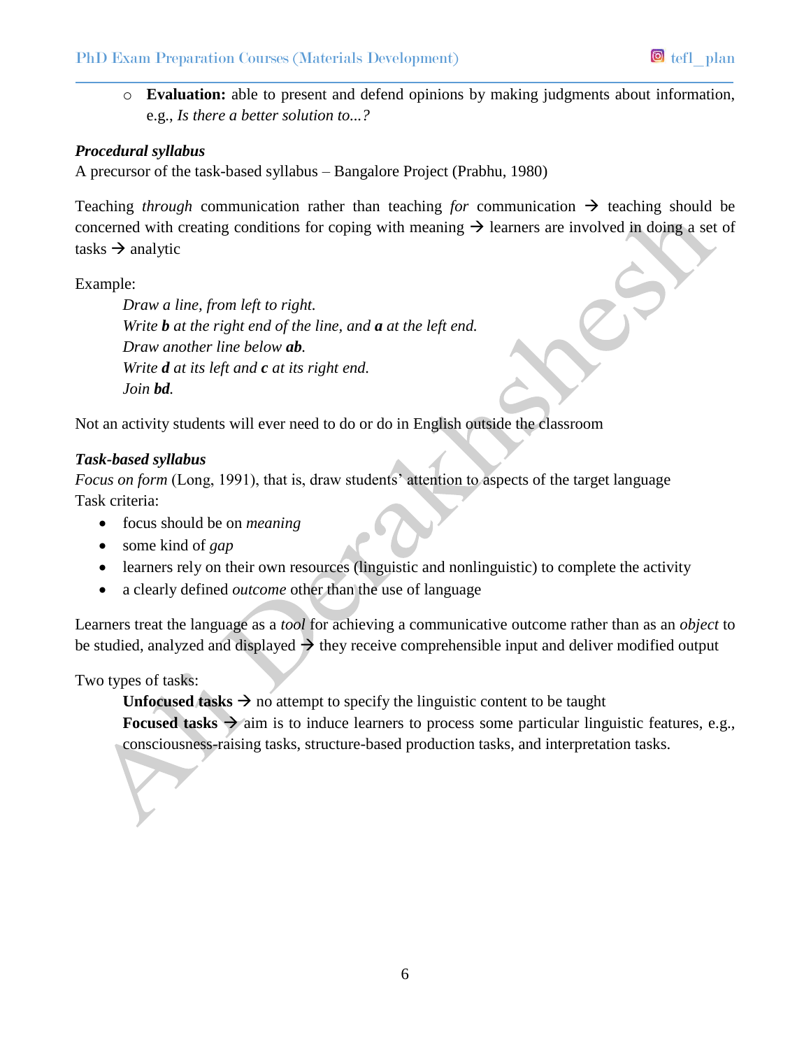- **Evaluation:** able to present and defend opinions by making judgments about information, e.g., *Is there a better solution to...?*

***Procedural syllabus***

A precursor of the task-based syllabus – Bangalore Project (Prabhu, 1980)

Teaching *through* communication rather than teaching *for* communication → teaching should be concerned with creating conditions for coping with meaning → learners are involved in doing a set of tasks → analytic

Example:

> *Draw a line, from left to right.*
> *Write **b** at the right end of the line, and **a** at the left end.*
> *Draw another line below **ab**.*
> *Write **d** at its left and **c** at its right end.*
> *Join **bd**.*

Not an activity students will ever need to do or do in English outside the classroom

***Task-based syllabus***

*Focus on form* (Long, 1991), that is, draw students' attention to aspects of the target language

Task criteria:

- focus should be on *meaning*
- some kind of *gap*
- learners rely on their own resources (linguistic and nonlinguistic) to complete the activity
- a clearly defined *outcome* other than the use of language

Learners treat the language as a *tool* for achieving a communicative outcome rather than as an *object* to be studied, analyzed and displayed → they receive comprehensible input and deliver modified output

Two types of tasks:

> **Unfocused tasks** → no attempt to specify the linguistic content to be taught
> **Focused tasks** → aim is to induce learners to process some particular linguistic features, e.g., consciousness-raising tasks, structure-based production tasks, and interpretation tasks.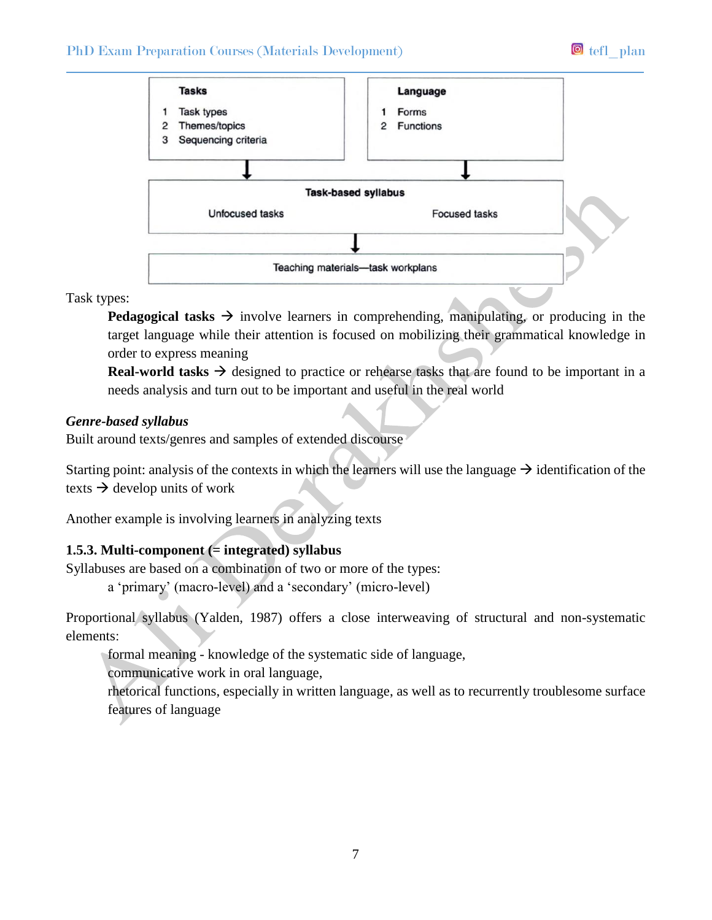| Tasks | Language |
| --- | --- |
| 1 Task types<br>2 Themes/topics<br>3 Sequencing criteria | 1 Forms<br>2 Functions |

↓

| Task-based syllabus | |
| --- | --- |
| Unfocused tasks | Focused tasks |

↓

Teaching materials—task workplans

Task types:

**Pedagogical tasks** → involve learners in comprehending, manipulating, or producing in the target language while their attention is focused on mobilizing their grammatical knowledge in order to express meaning

**Real-world tasks** → designed to practice or rehearse tasks that are found to be important in a needs analysis and turn out to be important and useful in the real world

***Genre-based syllabus***

Built around texts/genres and samples of extended discourse

Starting point: analysis of the contexts in which the learners will use the language → identification of the texts → develop units of work

Another example is involving learners in analyzing texts

**1.5.3. Multi-component (= integrated) syllabus**

Syllabuses are based on a combination of two or more of the types:

a 'primary' (macro-level) and a 'secondary' (micro-level)

Proportional syllabus (Yalden, 1987) offers a close interweaving of structural and non-systematic elements:

formal meaning - knowledge of the systematic side of language,
communicative work in oral language,
rhetorical functions, especially in written language, as well as to recurrently troublesome surface features of language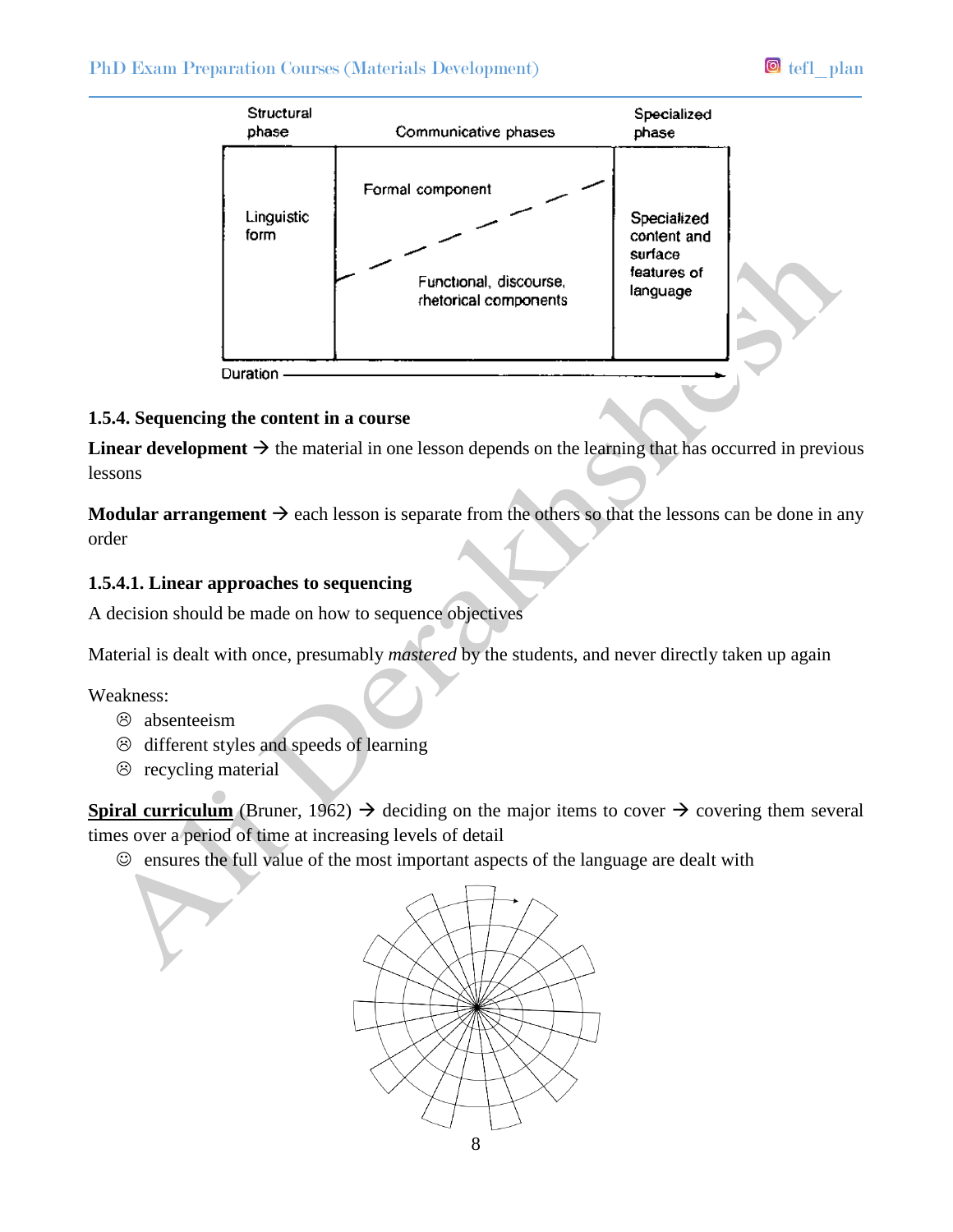| Structural phase | Communicative phases | Specialized phase |
|---|---|---|
| Linguistic form | Formal component / Functional, discourse, rhetorical components | Specialized content and surface features of language |

Duration →

### 1.5.4. Sequencing the content in a course

**Linear development** → the material in one lesson depends on the learning that has occurred in previous lessons

**Modular arrangement** → each lesson is separate from the others so that the lessons can be done in any order

### 1.5.4.1. Linear approaches to sequencing

A decision should be made on how to sequence objectives

Material is dealt with once, presumably *mastered* by the students, and never directly taken up again

Weakness:

- ☹ absenteeism
- ☹ different styles and speeds of learning
- ☹ recycling material

**Spiral curriculum** (Bruner, 1962) → deciding on the major items to cover → covering them several times over a period of time at increasing levels of detail

- ☺ ensures the full value of the most important aspects of the language are dealt with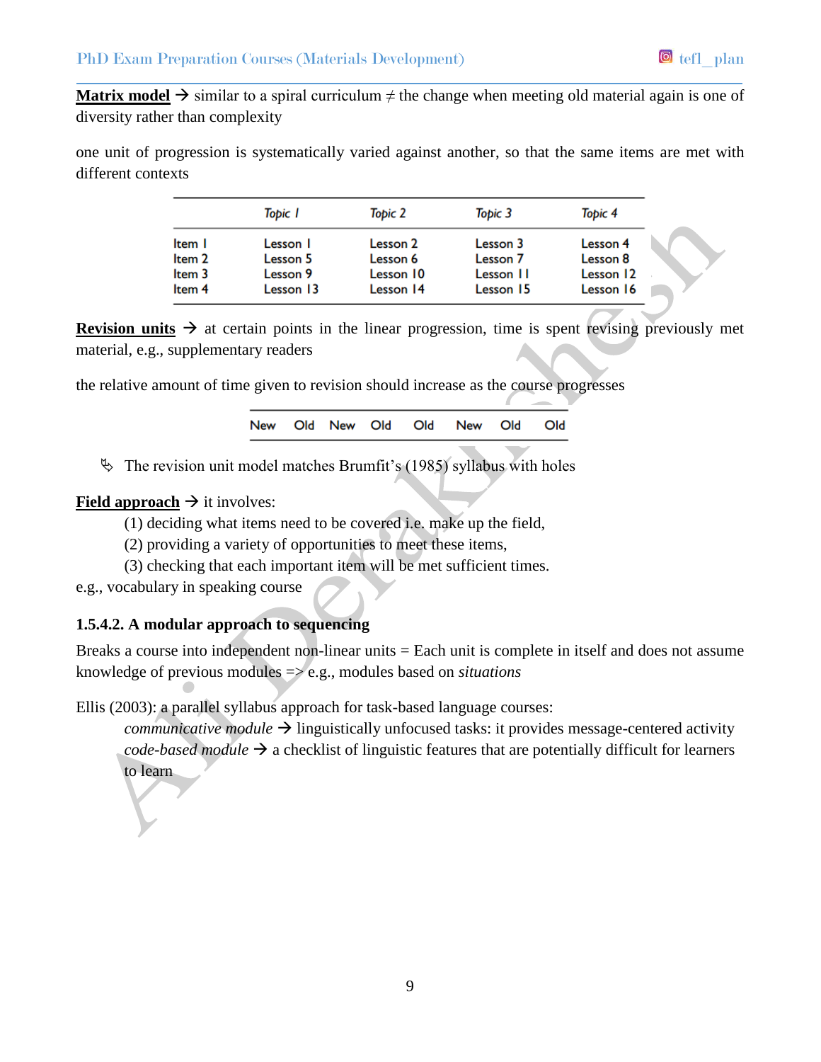**Matrix model** → similar to a spiral curriculum ≠ the change when meeting old material again is one of diversity rather than complexity

one unit of progression is systematically varied against another, so that the same items are met with different contexts

| | *Topic 1* | *Topic 2* | *Topic 3* | *Topic 4* |
|---|---|---|---|---|
| Item 1 | Lesson 1 | Lesson 2 | Lesson 3 | Lesson 4 |
| Item 2 | Lesson 5 | Lesson 6 | Lesson 7 | Lesson 8 |
| Item 3 | Lesson 9 | Lesson 10 | Lesson 11 | Lesson 12 |
| Item 4 | Lesson 13 | Lesson 14 | Lesson 15 | Lesson 16 |

**Revision units** → at certain points in the linear progression, time is spent revising previously met material, e.g., supplementary readers

the relative amount of time given to revision should increase as the course progresses

| | | | | | | | |
|---|---|---|---|---|---|---|---|
| New | Old | New | Old | Old | New | Old | Old |

- The revision unit model matches Brumfit's (1985) syllabus with holes

**Field approach** → it involves:

(1) deciding what items need to be covered i.e. make up the field,
(2) providing a variety of opportunities to meet these items,
(3) checking that each important item will be met sufficient times.

e.g., vocabulary in speaking course

### 1.5.4.2. A modular approach to sequencing

Breaks a course into independent non-linear units = Each unit is complete in itself and does not assume knowledge of previous modules => e.g., modules based on *situations*

Ellis (2003): a parallel syllabus approach for task-based language courses:

*communicative module* → linguistically unfocused tasks: it provides message-centered activity
*code-based module* → a checklist of linguistic features that are potentially difficult for learners to learn